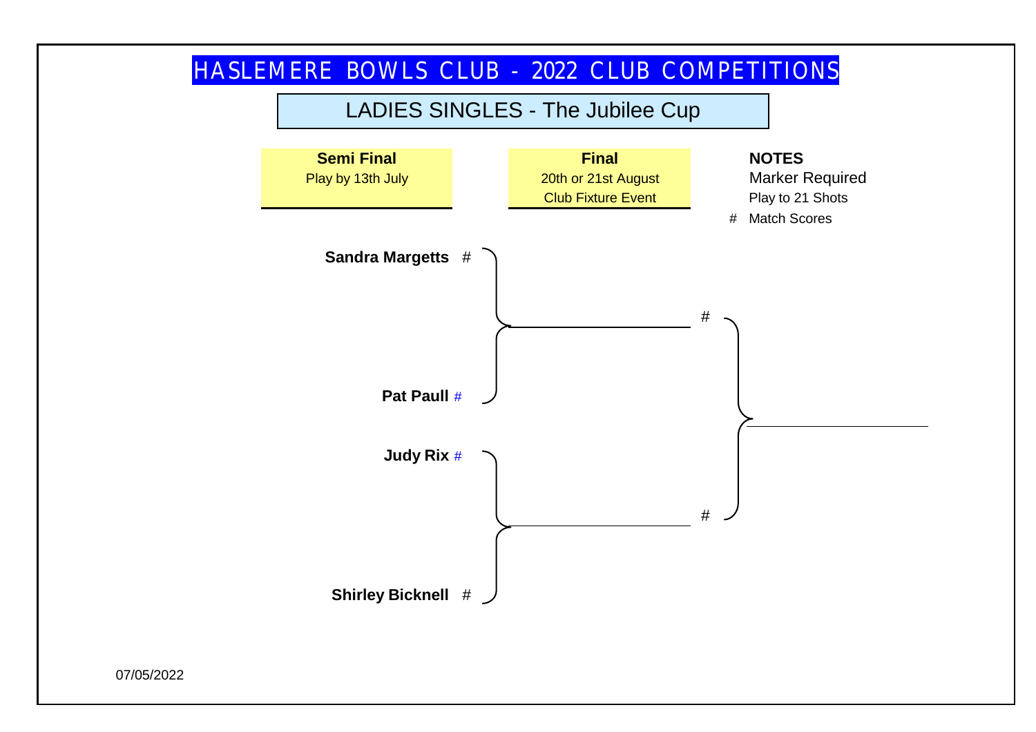# HASLEMERE BOWLS CLUB - 2022 CLUB COMPETITIONS

## LADIES SINGLES - The Jubilee Cup

**Semi Final**
Play by 13th July

**Final**
20th or 21st August
Club Fixture Event

**NOTES**
Marker Required
Play to 21 Shots
# Match Scores

**Sandra Margetts** #

**Pat Paull** #

#

**Judy Rix** #

**Shirley Bicknell** #

#

07/05/2022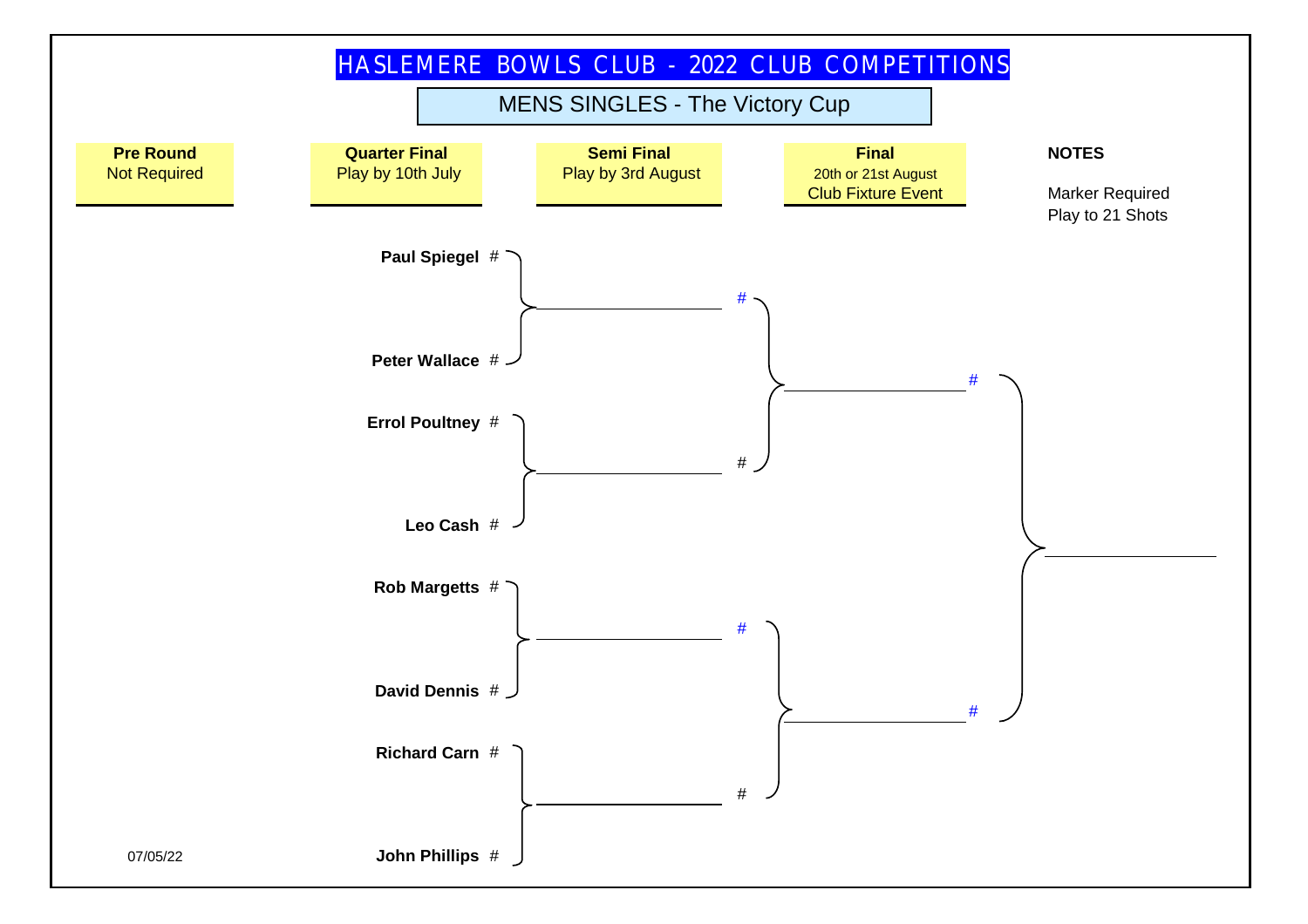# HASLEMERE BOWLS CLUB - 2022 CLUB COMPETITIONS

## MENS SINGLES - The Victory Cup

| Pre Round | Quarter Final | Semi Final | Final | NOTES |
|---|---|---|---|---|
| Not Required | Play by 10th July | Play by 3rd August | 20th or 21st August<br>Club Fixture Event | Marker Required<br>Play to 21 Shots |

**Quarter Final**

- **Paul Spiegel** # v **Peter Wallace** #
- **Errol Poultney** # v **Leo Cash** #
- **Rob Margetts** # v **David Dennis** #
- **Richard Carn** # v **John Phillips** #

**Semi Final**

- # v #
- # v #

**Final**

- # v #

07/05/22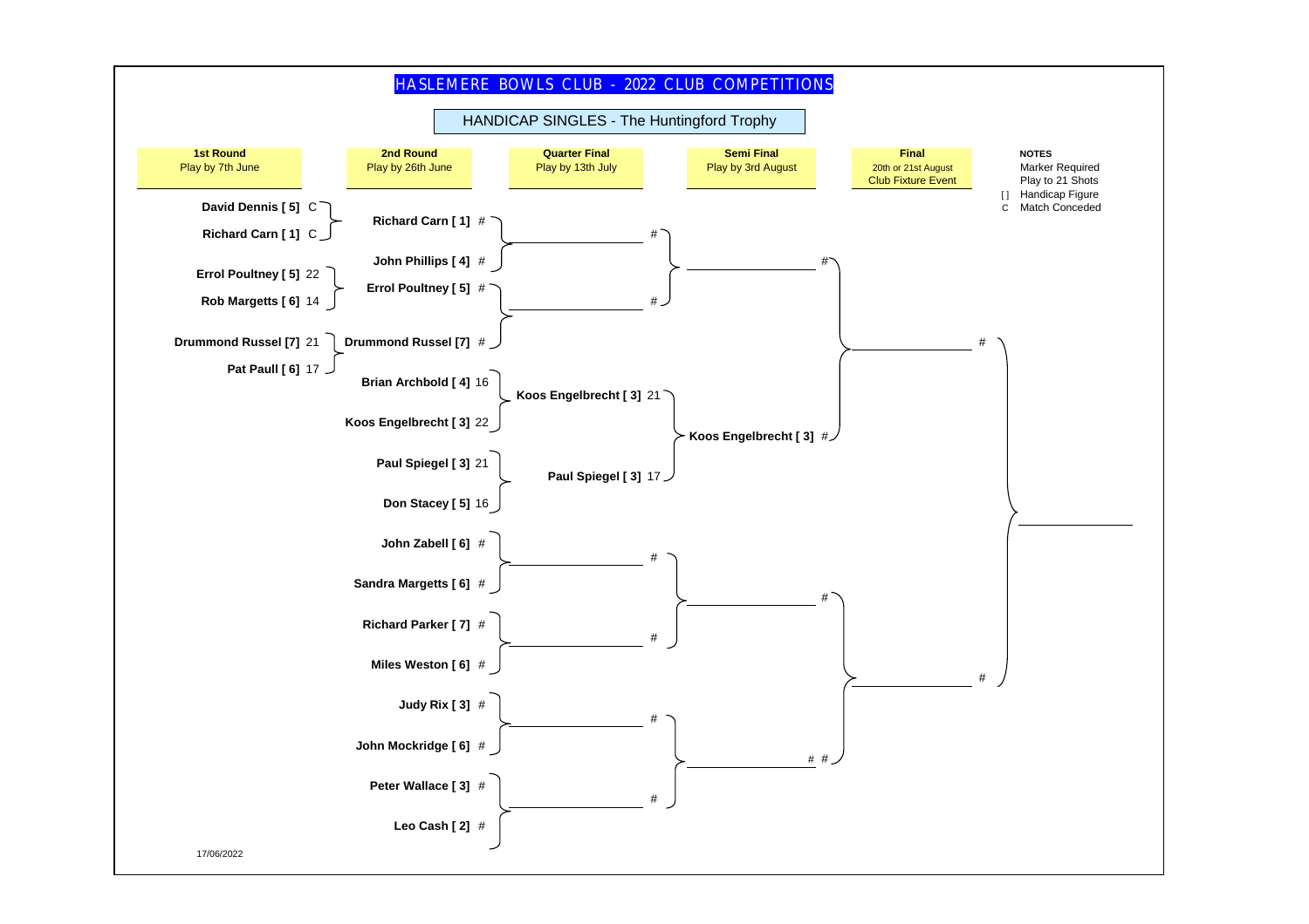# HASLEMERE BOWLS CLUB - 2022 CLUB COMPETITIONS

## HANDICAP SINGLES - The Huntingford Trophy

| 1st Round<br>Play by 7th June | 2nd Round<br>Play by 26th June | Quarter Final<br>Play by 13th July | Semi Final<br>Play by 3rd August | Final<br>20th or 21st August<br>Club Fixture Event |
|---|---|---|---|---|
| David Dennis [ 5] C | Richard Carn [ 1] # | # | # | # |
| Richard Carn [ 1] C | John Phillips [ 4] # | # | Koos Engelbrecht [ 3] # | # |
| Errol Poultney [ 5] 22 | Errol Poultney [ 5] # | Koos Engelbrecht [ 3] 21 | # | |
| Rob Margetts [ 6] 14 | Drummond Russel [7] # | Paul Spiegel [ 3] 17 | # # | |
| Drummond Russel [7] 21 | Brian Archbold [ 4] 16 | # | | |
| Pat Paull [ 6] 17 | Koos Engelbrecht [ 3] 22 | # | | |
| | Paul Spiegel [ 3] 21 | # | | |
| | Don Stacey [ 5] 16 | # | | |
| | John Zabell [ 6] # | | | |
| | Sandra Margetts [ 6] # | | | |
| | Richard Parker [ 7] # | | | |
| | Miles Weston [ 6] # | | | |
| | Judy Rix [ 3] # | | | |
| | John Mockridge [ 6] # | | | |
| | Peter Wallace [ 3] # | | | |
| | Leo Cash [ 2] # | | | |

**NOTES**
- Marker Required
- Play to 21 Shots
- [] Handicap Figure
- C Match Conceded

17/06/2022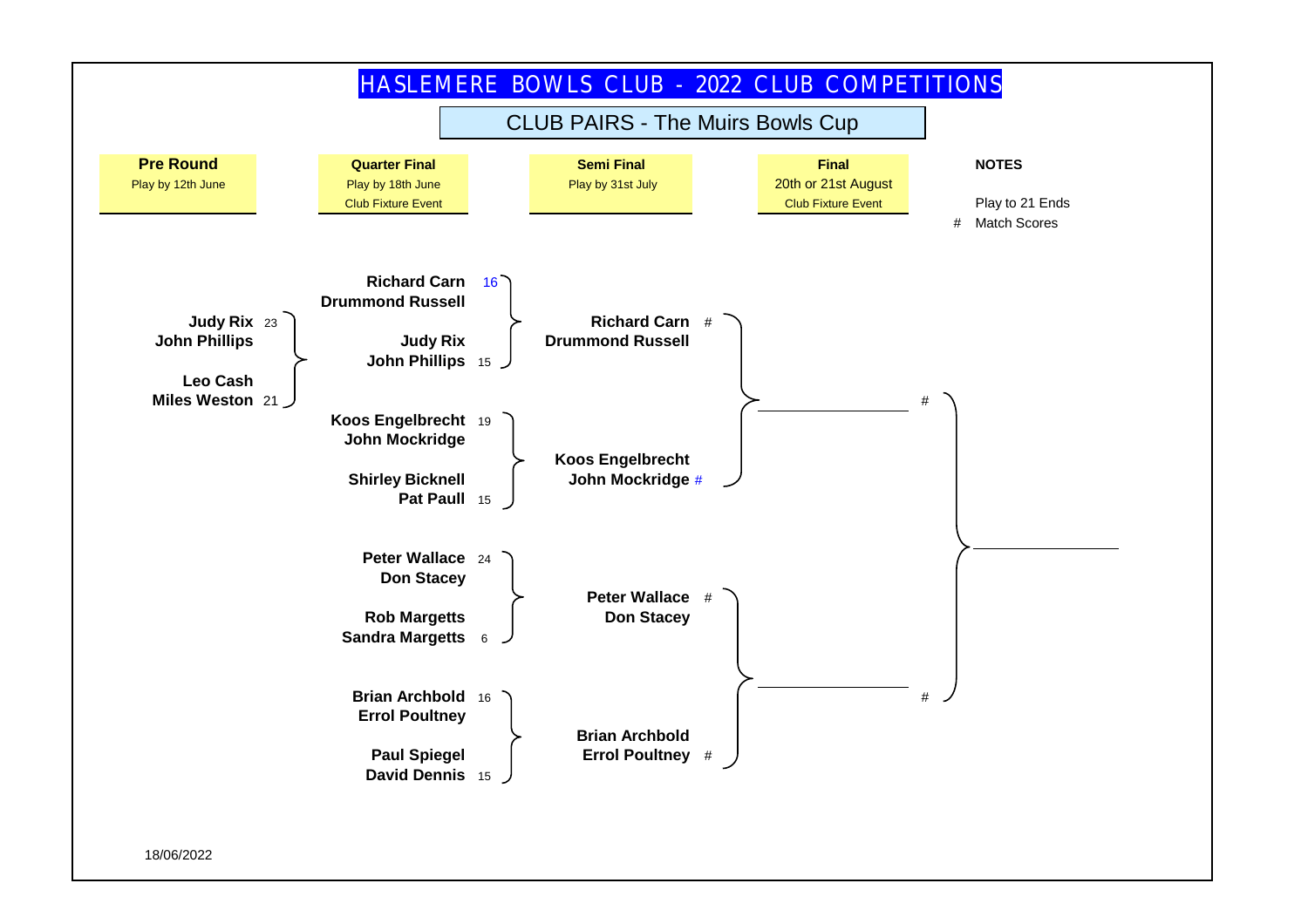# HASLEMERE BOWLS CLUB - 2022 CLUB COMPETITIONS

## CLUB PAIRS - The Muirs Bowls Cup

| Pre Round | Quarter Final | Semi Final | Final |
|---|---|---|---|
| Play by 12th June | Play by 18th June | Play by 31st July | 20th or 21st August |
| | Club Fixture Event | | Club Fixture Event |

**NOTES**

Play to 21 Ends

# Match Scores

### Pre Round

- **Judy Rix / John Phillips** 23
- **Leo Cash / Miles Weston** 21

### Quarter Final

- **Richard Carn / Drummond Russell** 16
- **Judy Rix / John Phillips** 15

- **Koos Engelbrecht / John Mockridge** 19
- **Shirley Bicknell / Pat Paull** 15

- **Peter Wallace / Don Stacey** 24
- **Rob Margetts / Sandra Margetts** 6

- **Brian Archbold / Errol Poultney** 16
- **Paul Spiegel / David Dennis** 15

### Semi Final

- **Richard Carn / Drummond Russell** #
- **Koos Engelbrecht / John Mockridge** #

- **Peter Wallace / Don Stacey** #
- **Brian Archbold / Errol Poultney** #

### Final

- ______________ #
- ______________ #

### Winner

- ______________

18/06/2022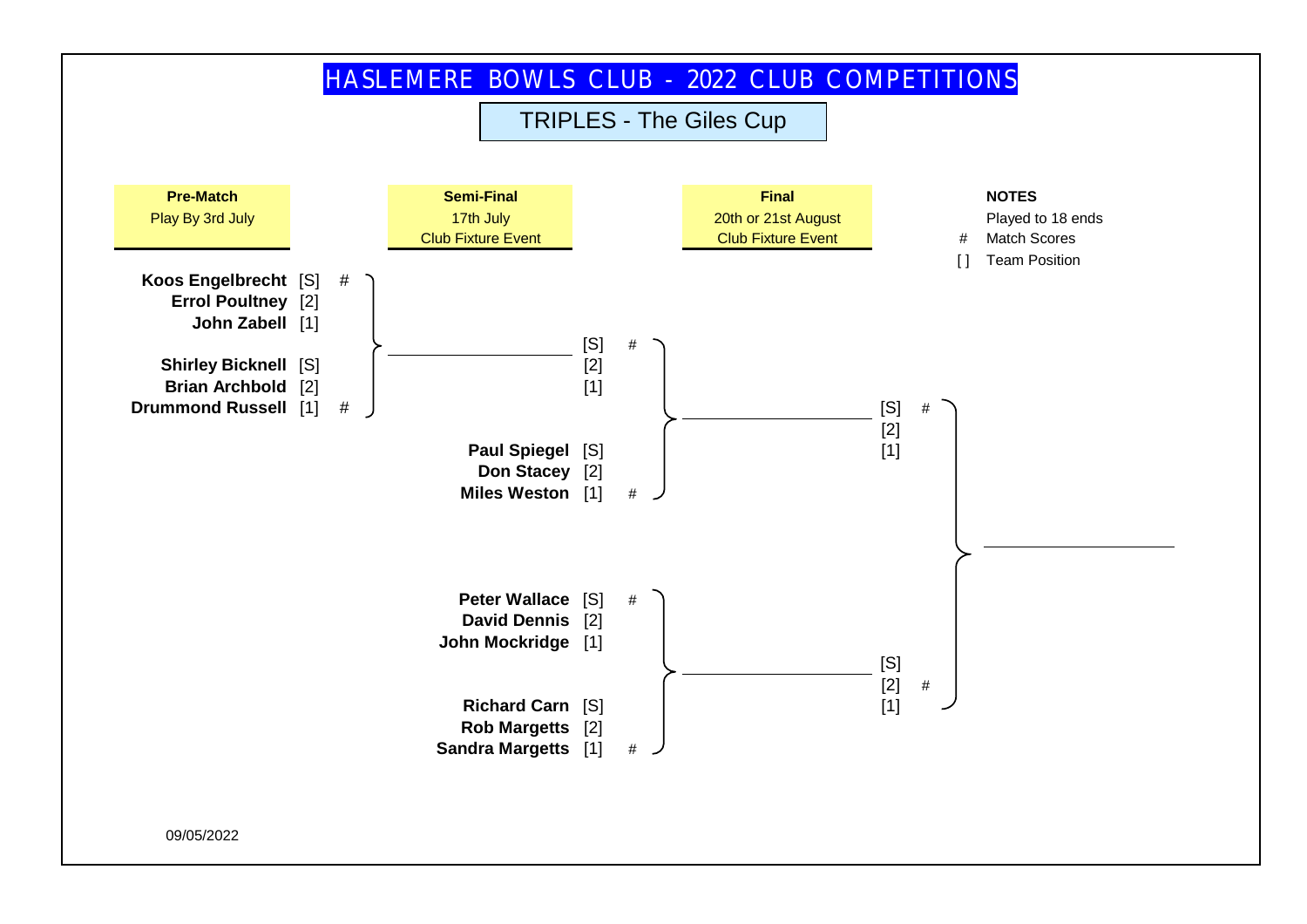# HASLEMERE BOWLS CLUB - 2022 CLUB COMPETITIONS

## TRIPLES - The Giles Cup

**Pre-Match**
Play By 3rd July

**Semi-Final**
17th July
Club Fixture Event

**Final**
20th or 21st August
Club Fixture Event

**NOTES**
Played to 18 ends
# Match Scores
[ ] Team Position

### Pre-Match

**Koos Engelbrecht** [S] #
**Errol Poultney** [2]
**John Zabell** [1]

**Shirley Bicknell** [S]
**Brian Archbold** [2]
**Drummond Russell** [1] #

### Semi-Final

______________ [S] #
[2]
[1]

**Paul Spiegel** [S]
**Don Stacey** [2]
**Miles Weston** [1] #

**Peter Wallace** [S] #
**David Dennis** [2]
**John Mockridge** [1]

**Richard Carn** [S]
**Rob Margetts** [2]
**Sandra Margetts** [1] #

### Final

______________ [S] #
[2]
[1]

______________ [S]
[2] #
[1]

### Winner

______________

09/05/2022